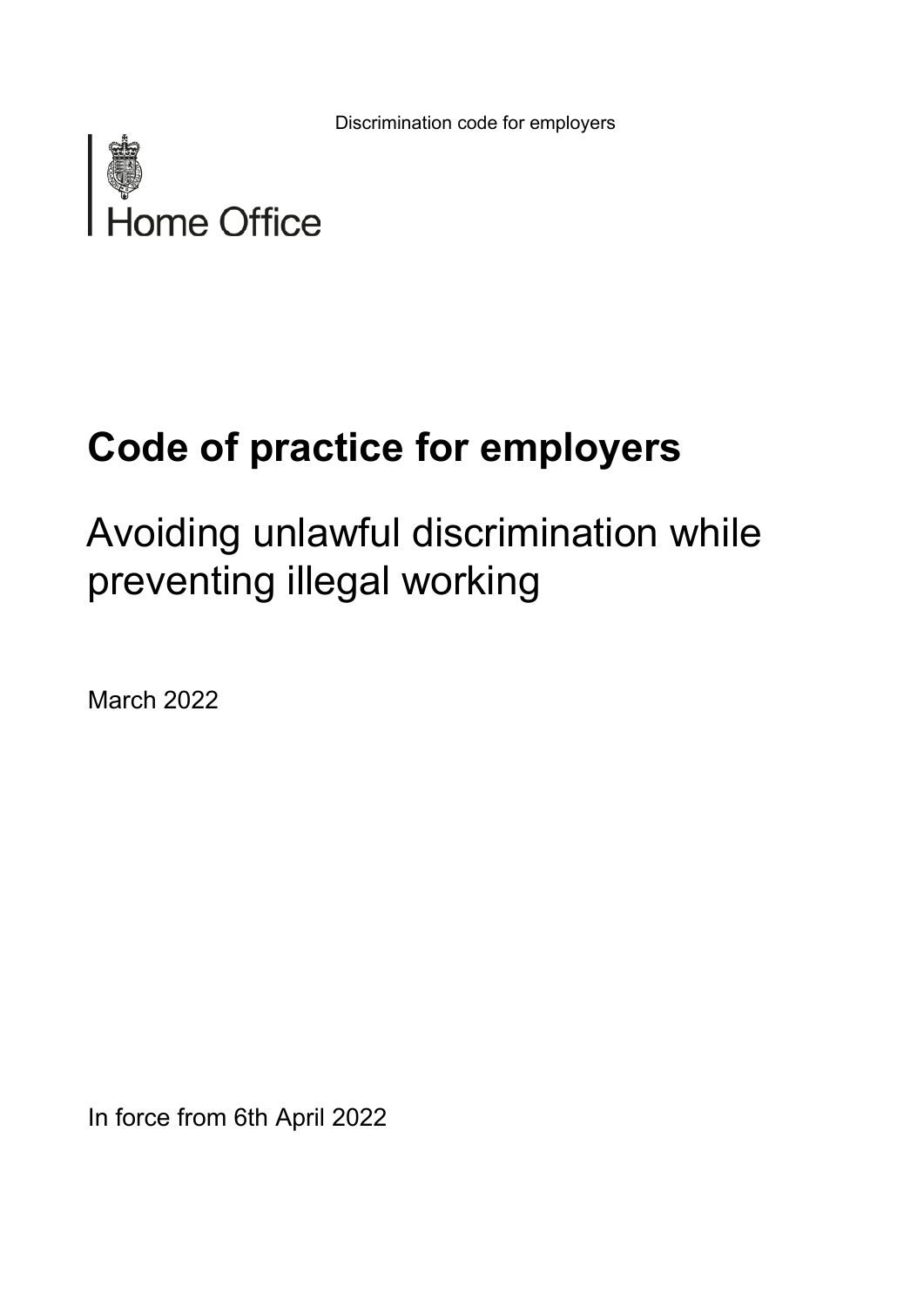Home Office

# Code of practice for employers

## Avoiding unlawful discrimination while preventing illegal working

March 2022

In force from 6th April 2022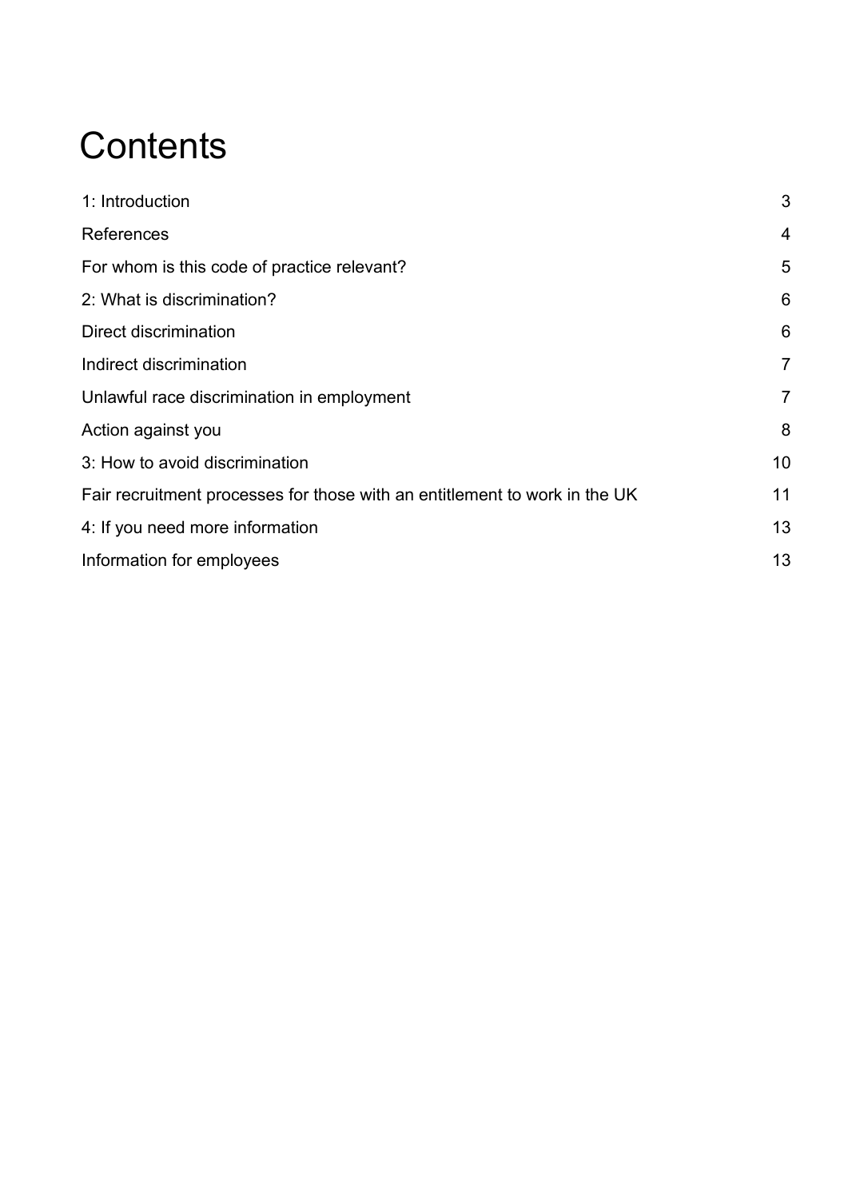# Contents

| | |
|---|---|
| 1: Introduction | 3 |
| References | 4 |
| For whom is this code of practice relevant? | 5 |
| 2: What is discrimination? | 6 |
| Direct discrimination | 6 |
| Indirect discrimination | 7 |
| Unlawful race discrimination in employment | 7 |
| Action against you | 8 |
| 3: How to avoid discrimination | 10 |
| Fair recruitment processes for those with an entitlement to work in the UK | 11 |
| 4: If you need more information | 13 |
| Information for employees | 13 |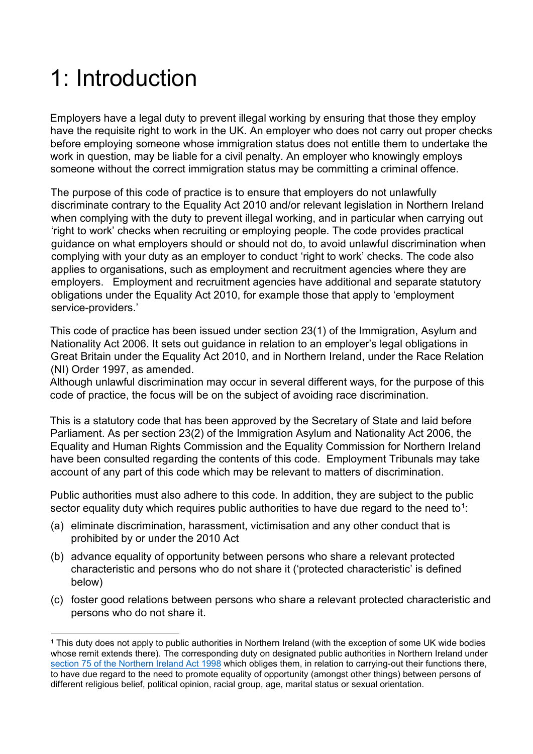# 1: Introduction

Employers have a legal duty to prevent illegal working by ensuring that those they employ have the requisite right to work in the UK. An employer who does not carry out proper checks before employing someone whose immigration status does not entitle them to undertake the work in question, may be liable for a civil penalty. An employer who knowingly employs someone without the correct immigration status may be committing a criminal offence.

The purpose of this code of practice is to ensure that employers do not unlawfully discriminate contrary to the Equality Act 2010 and/or relevant legislation in Northern Ireland when complying with the duty to prevent illegal working, and in particular when carrying out 'right to work' checks when recruiting or employing people. The code provides practical guidance on what employers should or should not do, to avoid unlawful discrimination when complying with your duty as an employer to conduct 'right to work' checks. The code also applies to organisations, such as employment and recruitment agencies where they are employers. Employment and recruitment agencies have additional and separate statutory obligations under the Equality Act 2010, for example those that apply to 'employment service-providers.'

This code of practice has been issued under section 23(1) of the Immigration, Asylum and Nationality Act 2006. It sets out guidance in relation to an employer's legal obligations in Great Britain under the Equality Act 2010, and in Northern Ireland, under the Race Relation (NI) Order 1997, as amended.

Although unlawful discrimination may occur in several different ways, for the purpose of this code of practice, the focus will be on the subject of avoiding race discrimination.

This is a statutory code that has been approved by the Secretary of State and laid before Parliament. As per section 23(2) of the Immigration Asylum and Nationality Act 2006, the Equality and Human Rights Commission and the Equality Commission for Northern Ireland have been consulted regarding the contents of this code. Employment Tribunals may take account of any part of this code which may be relevant to matters of discrimination.

Public authorities must also adhere to this code. In addition, they are subject to the public sector equality duty which requires public authorities to have due regard to the need to[1]:

(a) eliminate discrimination, harassment, victimisation and any other conduct that is prohibited by or under the 2010 Act

(b) advance equality of opportunity between persons who share a relevant protected characteristic and persons who do not share it ('protected characteristic' is defined below)

(c) foster good relations between persons who share a relevant protected characteristic and persons who do not share it.

---

[1] This duty does not apply to public authorities in Northern Ireland (with the exception of some UK wide bodies whose remit extends there). The corresponding duty on designated public authorities in Northern Ireland under [section 75 of the Northern Ireland Act 1998](#) which obliges them, in relation to carrying-out their functions there, to have due regard to the need to promote equality of opportunity (amongst other things) between persons of different religious belief, political opinion, racial group, age, marital status or sexual orientation.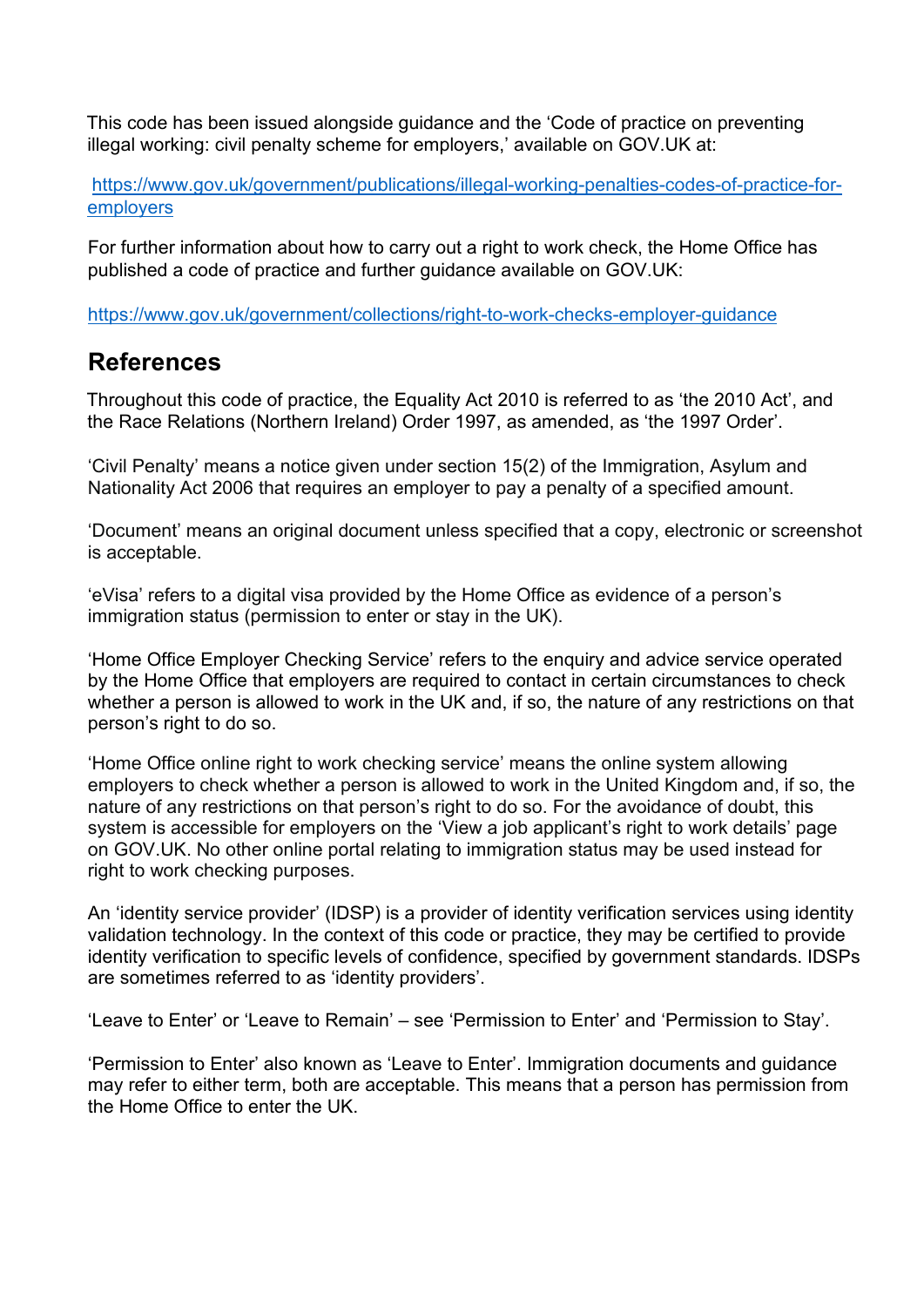This code has been issued alongside guidance and the 'Code of practice on preventing illegal working: civil penalty scheme for employers,' available on GOV.UK at:

https://www.gov.uk/government/publications/illegal-working-penalties-codes-of-practice-for-employers

For further information about how to carry out a right to work check, the Home Office has published a code of practice and further guidance available on GOV.UK:

https://www.gov.uk/government/collections/right-to-work-checks-employer-guidance

## References

Throughout this code of practice, the Equality Act 2010 is referred to as 'the 2010 Act', and the Race Relations (Northern Ireland) Order 1997, as amended, as 'the 1997 Order'.

'Civil Penalty' means a notice given under section 15(2) of the Immigration, Asylum and Nationality Act 2006 that requires an employer to pay a penalty of a specified amount.

'Document' means an original document unless specified that a copy, electronic or screenshot is acceptable.

'eVisa' refers to a digital visa provided by the Home Office as evidence of a person's immigration status (permission to enter or stay in the UK).

'Home Office Employer Checking Service' refers to the enquiry and advice service operated by the Home Office that employers are required to contact in certain circumstances to check whether a person is allowed to work in the UK and, if so, the nature of any restrictions on that person's right to do so.

'Home Office online right to work checking service' means the online system allowing employers to check whether a person is allowed to work in the United Kingdom and, if so, the nature of any restrictions on that person's right to do so. For the avoidance of doubt, this system is accessible for employers on the 'View a job applicant's right to work details' page on GOV.UK. No other online portal relating to immigration status may be used instead for right to work checking purposes.

An 'identity service provider' (IDSP) is a provider of identity verification services using identity validation technology. In the context of this code or practice, they may be certified to provide identity verification to specific levels of confidence, specified by government standards. IDSPs are sometimes referred to as 'identity providers'.

'Leave to Enter' or 'Leave to Remain' – see 'Permission to Enter' and 'Permission to Stay'.

'Permission to Enter' also known as 'Leave to Enter'. Immigration documents and guidance may refer to either term, both are acceptable. This means that a person has permission from the Home Office to enter the UK.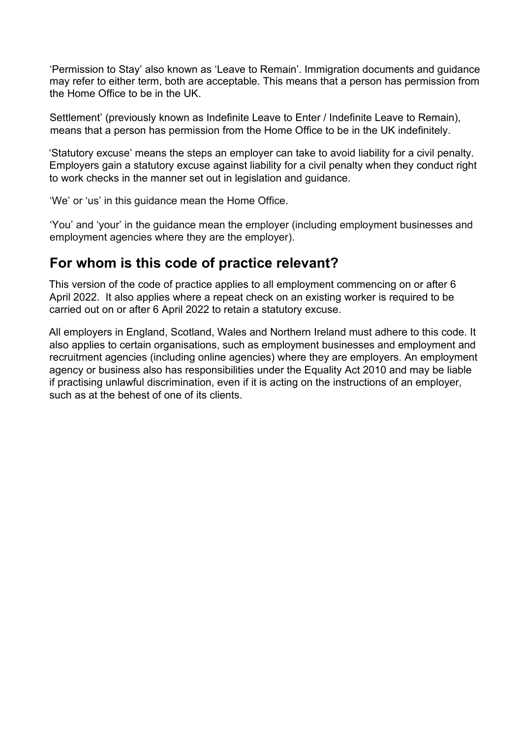'Permission to Stay' also known as 'Leave to Remain'. Immigration documents and guidance may refer to either term, both are acceptable. This means that a person has permission from the Home Office to be in the UK.

Settlement' (previously known as Indefinite Leave to Enter / Indefinite Leave to Remain), means that a person has permission from the Home Office to be in the UK indefinitely.

'Statutory excuse' means the steps an employer can take to avoid liability for a civil penalty. Employers gain a statutory excuse against liability for a civil penalty when they conduct right to work checks in the manner set out in legislation and guidance.

'We' or 'us' in this guidance mean the Home Office.

'You' and 'your' in the guidance mean the employer (including employment businesses and employment agencies where they are the employer).

## For whom is this code of practice relevant?

This version of the code of practice applies to all employment commencing on or after 6 April 2022. It also applies where a repeat check on an existing worker is required to be carried out on or after 6 April 2022 to retain a statutory excuse.

All employers in England, Scotland, Wales and Northern Ireland must adhere to this code. It also applies to certain organisations, such as employment businesses and employment and recruitment agencies (including online agencies) where they are employers. An employment agency or business also has responsibilities under the Equality Act 2010 and may be liable if practising unlawful discrimination, even if it is acting on the instructions of an employer, such as at the behest of one of its clients.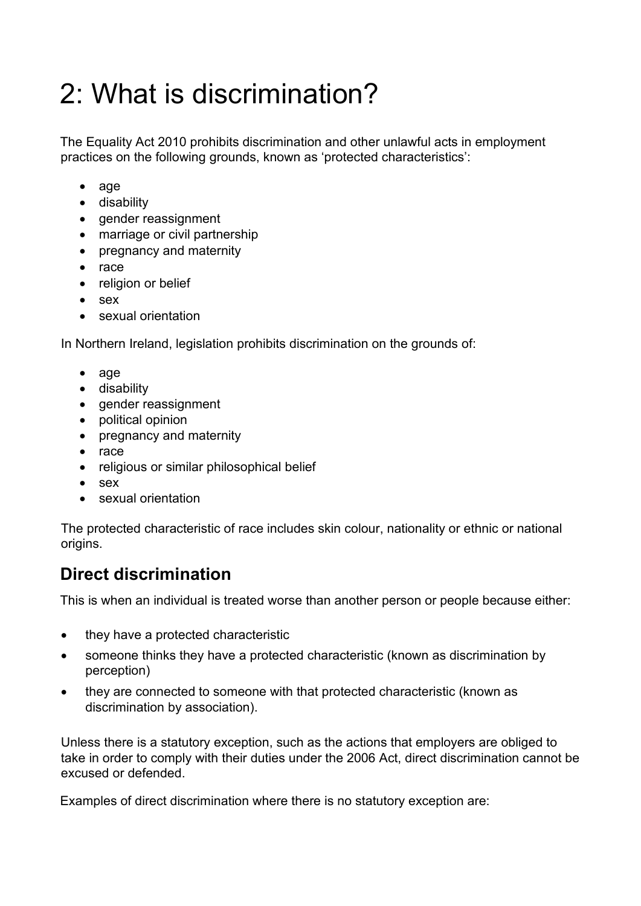# 2: What is discrimination?

The Equality Act 2010 prohibits discrimination and other unlawful acts in employment practices on the following grounds, known as 'protected characteristics':

- age
- disability
- gender reassignment
- marriage or civil partnership
- pregnancy and maternity
- race
- religion or belief
- sex
- sexual orientation

In Northern Ireland, legislation prohibits discrimination on the grounds of:

- age
- disability
- gender reassignment
- political opinion
- pregnancy and maternity
- race
- religious or similar philosophical belief
- sex
- sexual orientation

The protected characteristic of race includes skin colour, nationality or ethnic or national origins.

## Direct discrimination

This is when an individual is treated worse than another person or people because either:

- they have a protected characteristic
- someone thinks they have a protected characteristic (known as discrimination by perception)
- they are connected to someone with that protected characteristic (known as discrimination by association).

Unless there is a statutory exception, such as the actions that employers are obliged to take in order to comply with their duties under the 2006 Act, direct discrimination cannot be excused or defended.

Examples of direct discrimination where there is no statutory exception are: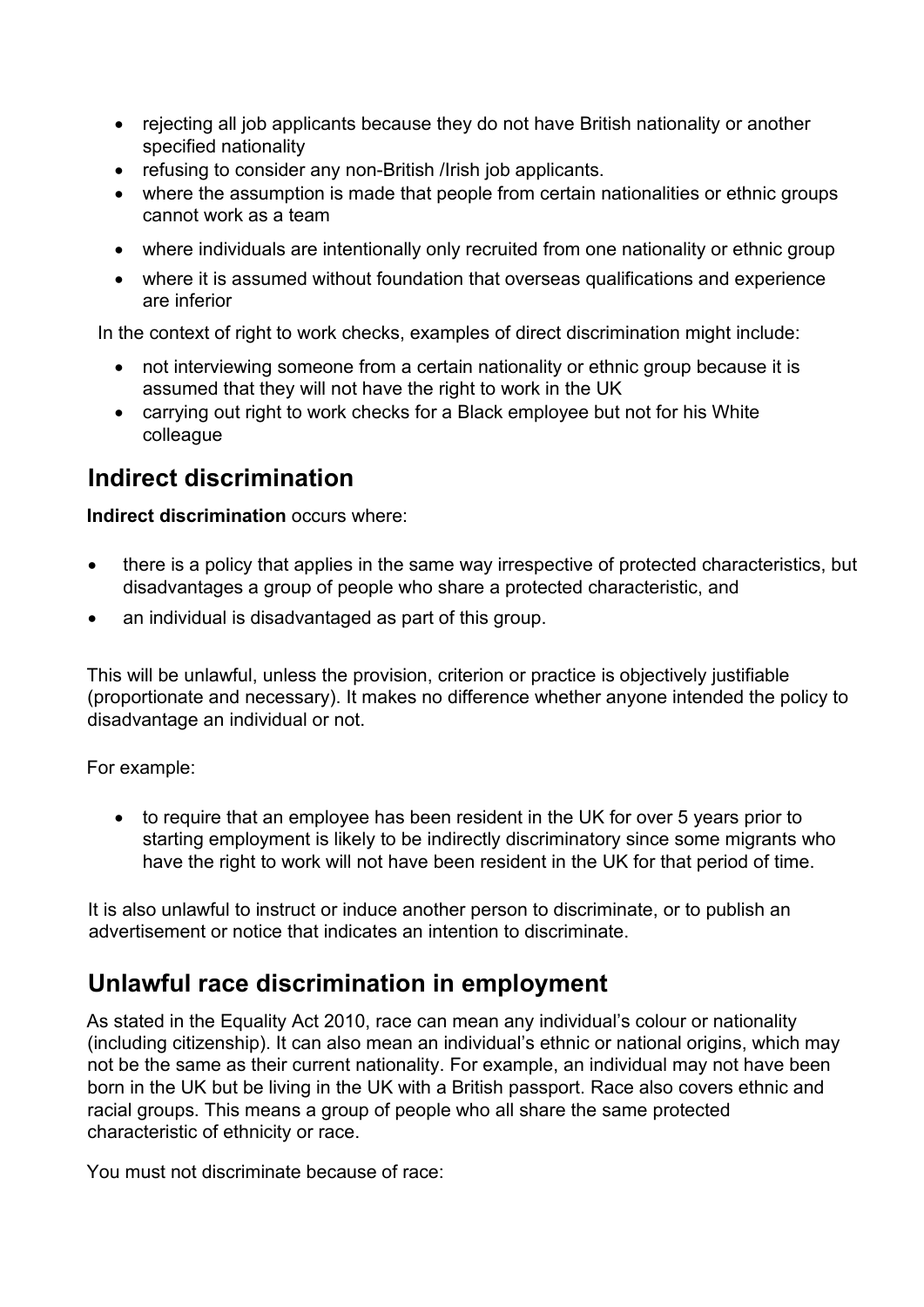- rejecting all job applicants because they do not have British nationality or another specified nationality
- refusing to consider any non-British /Irish job applicants.
- where the assumption is made that people from certain nationalities or ethnic groups cannot work as a team
- where individuals are intentionally only recruited from one nationality or ethnic group
- where it is assumed without foundation that overseas qualifications and experience are inferior

In the context of right to work checks, examples of direct discrimination might include:

- not interviewing someone from a certain nationality or ethnic group because it is assumed that they will not have the right to work in the UK
- carrying out right to work checks for a Black employee but not for his White colleague

## Indirect discrimination

**Indirect discrimination** occurs where:

- there is a policy that applies in the same way irrespective of protected characteristics, but disadvantages a group of people who share a protected characteristic, and
- an individual is disadvantaged as part of this group.

This will be unlawful, unless the provision, criterion or practice is objectively justifiable (proportionate and necessary). It makes no difference whether anyone intended the policy to disadvantage an individual or not.

For example:

- to require that an employee has been resident in the UK for over 5 years prior to starting employment is likely to be indirectly discriminatory since some migrants who have the right to work will not have been resident in the UK for that period of time.

It is also unlawful to instruct or induce another person to discriminate, or to publish an advertisement or notice that indicates an intention to discriminate.

## Unlawful race discrimination in employment

As stated in the Equality Act 2010, race can mean any individual's colour or nationality (including citizenship). It can also mean an individual's ethnic or national origins, which may not be the same as their current nationality. For example, an individual may not have been born in the UK but be living in the UK with a British passport. Race also covers ethnic and racial groups. This means a group of people who all share the same protected characteristic of ethnicity or race.

You must not discriminate because of race: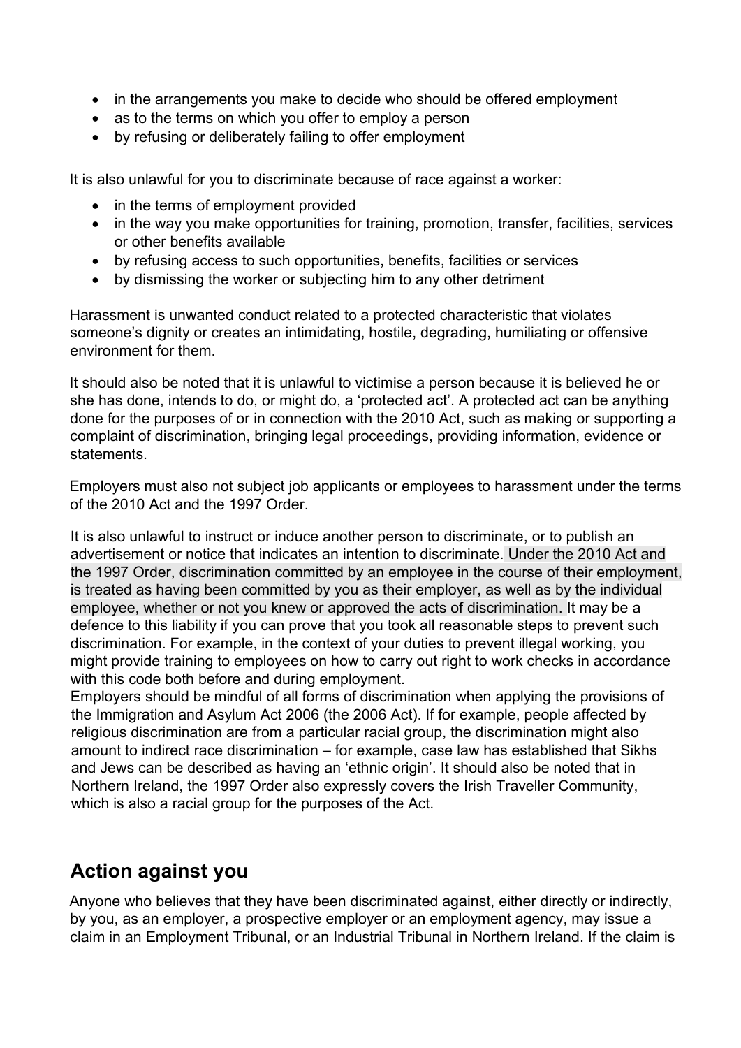- in the arrangements you make to decide who should be offered employment
- as to the terms on which you offer to employ a person
- by refusing or deliberately failing to offer employment

It is also unlawful for you to discriminate because of race against a worker:

- in the terms of employment provided
- in the way you make opportunities for training, promotion, transfer, facilities, services or other benefits available
- by refusing access to such opportunities, benefits, facilities or services
- by dismissing the worker or subjecting him to any other detriment

Harassment is unwanted conduct related to a protected characteristic that violates someone's dignity or creates an intimidating, hostile, degrading, humiliating or offensive environment for them.

It should also be noted that it is unlawful to victimise a person because it is believed he or she has done, intends to do, or might do, a 'protected act'. A protected act can be anything done for the purposes of or in connection with the 2010 Act, such as making or supporting a complaint of discrimination, bringing legal proceedings, providing information, evidence or statements.

Employers must also not subject job applicants or employees to harassment under the terms of the 2010 Act and the 1997 Order.

It is also unlawful to instruct or induce another person to discriminate, or to publish an advertisement or notice that indicates an intention to discriminate. Under the 2010 Act and the 1997 Order, discrimination committed by an employee in the course of their employment, is treated as having been committed by you as their employer, as well as by the individual employee, whether or not you knew or approved the acts of discrimination. It may be a defence to this liability if you can prove that you took all reasonable steps to prevent such discrimination. For example, in the context of your duties to prevent illegal working, you might provide training to employees on how to carry out right to work checks in accordance with this code both before and during employment.

Employers should be mindful of all forms of discrimination when applying the provisions of the Immigration and Asylum Act 2006 (the 2006 Act). If for example, people affected by religious discrimination are from a particular racial group, the discrimination might also amount to indirect race discrimination – for example, case law has established that Sikhs and Jews can be described as having an 'ethnic origin'. It should also be noted that in Northern Ireland, the 1997 Order also expressly covers the Irish Traveller Community, which is also a racial group for the purposes of the Act.

## Action against you

Anyone who believes that they have been discriminated against, either directly or indirectly, by you, as an employer, a prospective employer or an employment agency, may issue a claim in an Employment Tribunal, or an Industrial Tribunal in Northern Ireland. If the claim is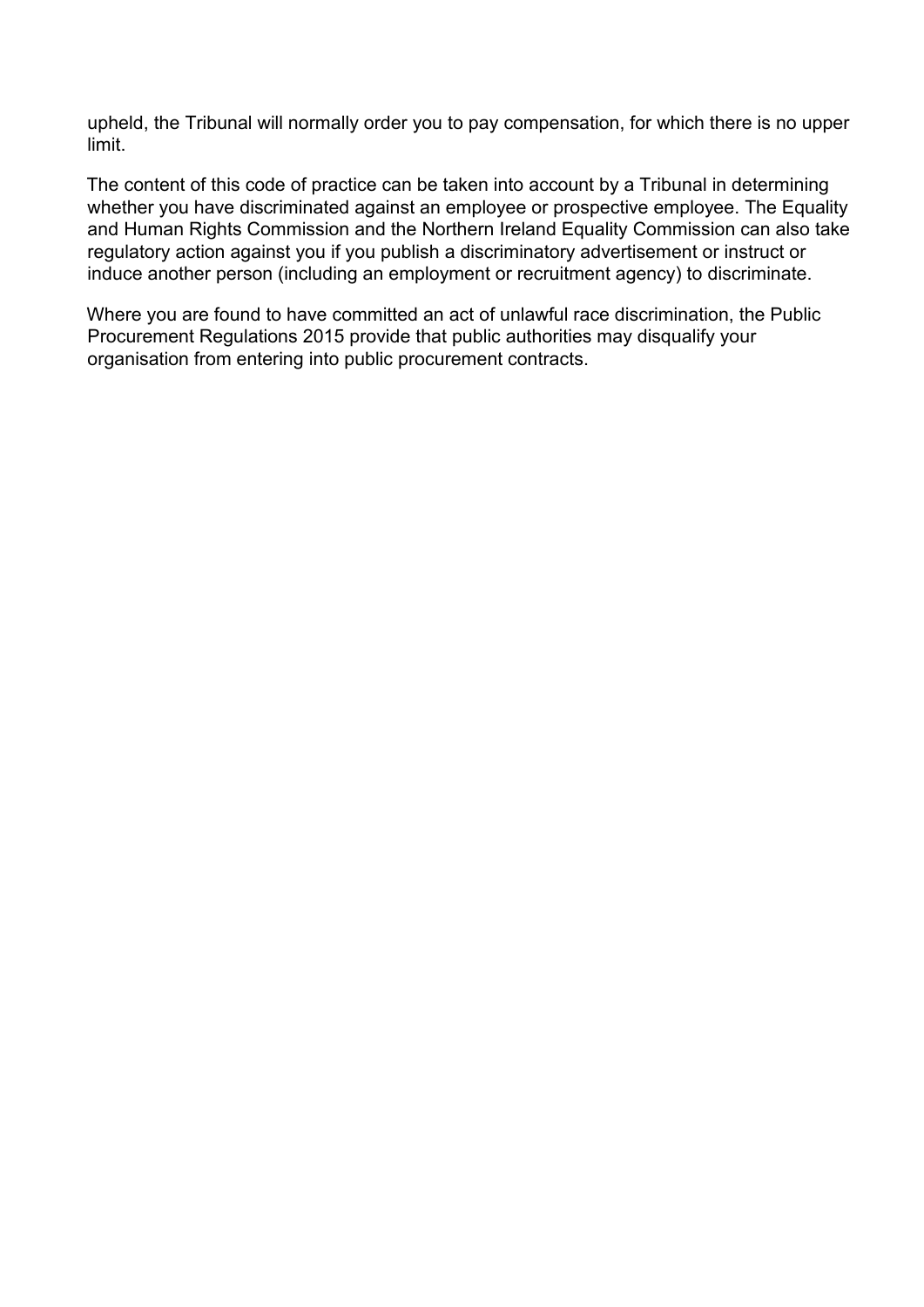upheld, the Tribunal will normally order you to pay compensation, for which there is no upper limit.

The content of this code of practice can be taken into account by a Tribunal in determining whether you have discriminated against an employee or prospective employee. The Equality and Human Rights Commission and the Northern Ireland Equality Commission can also take regulatory action against you if you publish a discriminatory advertisement or instruct or induce another person (including an employment or recruitment agency) to discriminate.

Where you are found to have committed an act of unlawful race discrimination, the Public Procurement Regulations 2015 provide that public authorities may disqualify your organisation from entering into public procurement contracts.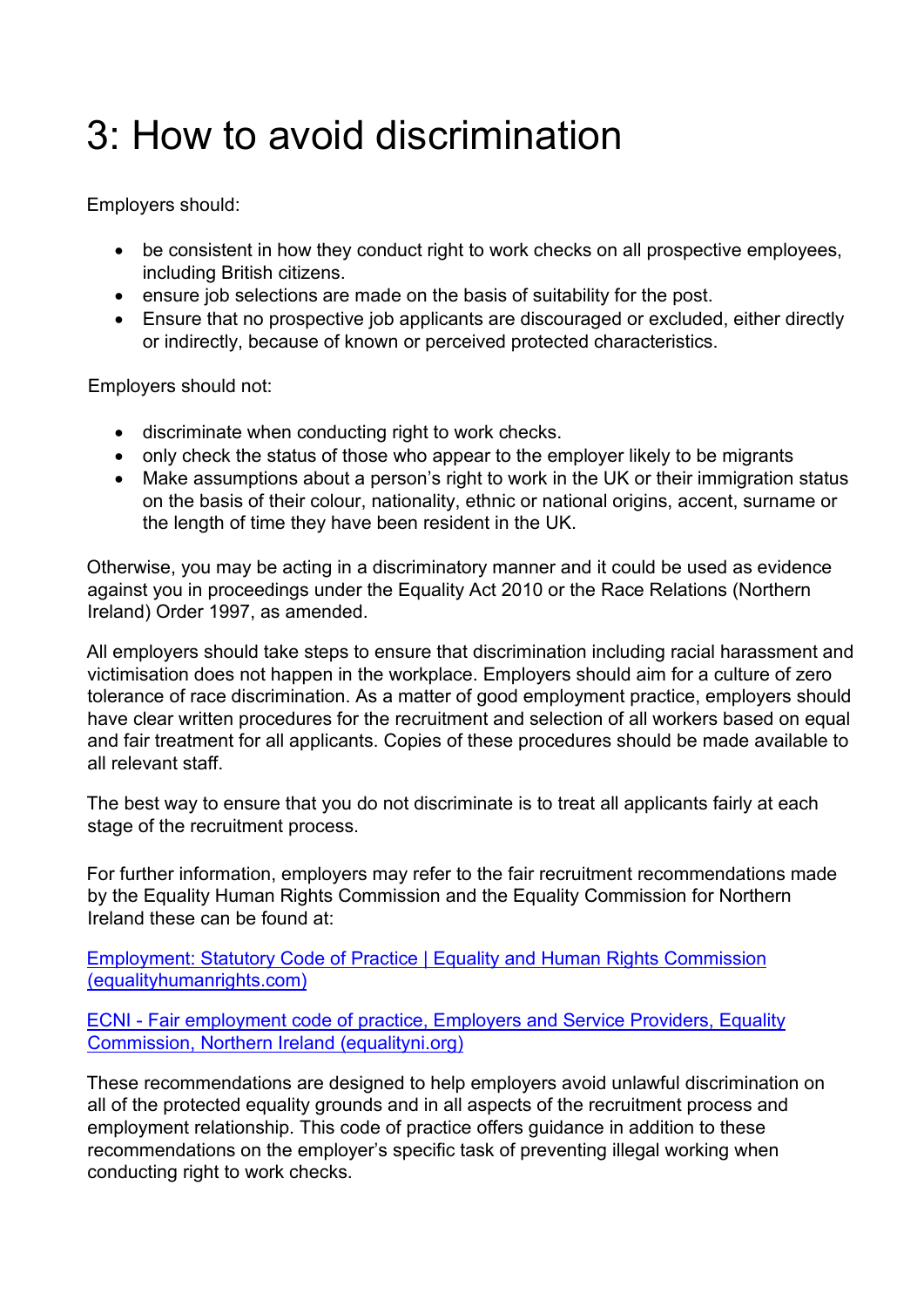# 3: How to avoid discrimination

Employers should:

- be consistent in how they conduct right to work checks on all prospective employees, including British citizens.
- ensure job selections are made on the basis of suitability for the post.
- Ensure that no prospective job applicants are discouraged or excluded, either directly or indirectly, because of known or perceived protected characteristics.

Employers should not:

- discriminate when conducting right to work checks.
- only check the status of those who appear to the employer likely to be migrants
- Make assumptions about a person's right to work in the UK or their immigration status on the basis of their colour, nationality, ethnic or national origins, accent, surname or the length of time they have been resident in the UK.

Otherwise, you may be acting in a discriminatory manner and it could be used as evidence against you in proceedings under the Equality Act 2010 or the Race Relations (Northern Ireland) Order 1997, as amended.

All employers should take steps to ensure that discrimination including racial harassment and victimisation does not happen in the workplace. Employers should aim for a culture of zero tolerance of race discrimination. As a matter of good employment practice, employers should have clear written procedures for the recruitment and selection of all workers based on equal and fair treatment for all applicants. Copies of these procedures should be made available to all relevant staff.

The best way to ensure that you do not discriminate is to treat all applicants fairly at each stage of the recruitment process.

For further information, employers may refer to the fair recruitment recommendations made by the Equality Human Rights Commission and the Equality Commission for Northern Ireland these can be found at:

[Employment: Statutory Code of Practice | Equality and Human Rights Commission (equalityhumanrights.com)]

[ECNI - Fair employment code of practice, Employers and Service Providers, Equality Commission, Northern Ireland (equalityni.org)]

These recommendations are designed to help employers avoid unlawful discrimination on all of the protected equality grounds and in all aspects of the recruitment process and employment relationship. This code of practice offers guidance in addition to these recommendations on the employer's specific task of preventing illegal working when conducting right to work checks.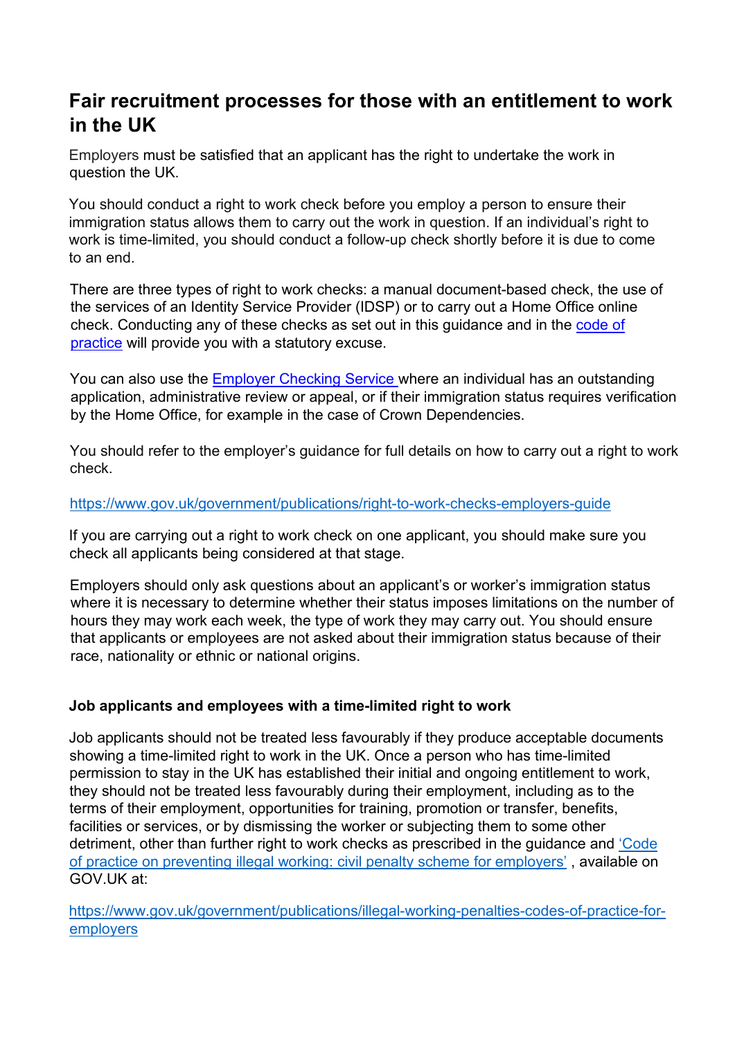## Fair recruitment processes for those with an entitlement to work in the UK

Employers must be satisfied that an applicant has the right to undertake the work in question the UK.

You should conduct a right to work check before you employ a person to ensure their immigration status allows them to carry out the work in question. If an individual's right to work is time-limited, you should conduct a follow-up check shortly before it is due to come to an end.

There are three types of right to work checks: a manual document-based check, the use of the services of an Identity Service Provider (IDSP) or to carry out a Home Office online check. Conducting any of these checks as set out in this guidance and in the [code of practice](https://www.gov.uk/government/publications/illegal-working-penalties-codes-of-practice-for-employers) will provide you with a statutory excuse.

You can also use the [Employer Checking Service](https://www.gov.uk/employee-immigration-employment-status) where an individual has an outstanding application, administrative review or appeal, or if their immigration status requires verification by the Home Office, for example in the case of Crown Dependencies.

You should refer to the employer's guidance for full details on how to carry out a right to work check.

<https://www.gov.uk/government/publications/right-to-work-checks-employers-guide>

If you are carrying out a right to work check on one applicant, you should make sure you check all applicants being considered at that stage.

Employers should only ask questions about an applicant's or worker's immigration status where it is necessary to determine whether their status imposes limitations on the number of hours they may work each week, the type of work they may carry out. You should ensure that applicants or employees are not asked about their immigration status because of their race, nationality or ethnic or national origins.

### Job applicants and employees with a time-limited right to work

Job applicants should not be treated less favourably if they produce acceptable documents showing a time-limited right to work in the UK. Once a person who has time-limited permission to stay in the UK has established their initial and ongoing entitlement to work, they should not be treated less favourably during their employment, including as to the terms of their employment, opportunities for training, promotion or transfer, benefits, facilities or services, or by dismissing the worker or subjecting them to some other detriment, other than further right to work checks as prescribed in the guidance and ['Code of practice on preventing illegal working: civil penalty scheme for employers'](https://www.gov.uk/government/publications/illegal-working-penalties-codes-of-practice-for-employers) , available on GOV.UK at:

<https://www.gov.uk/government/publications/illegal-working-penalties-codes-of-practice-for-employers>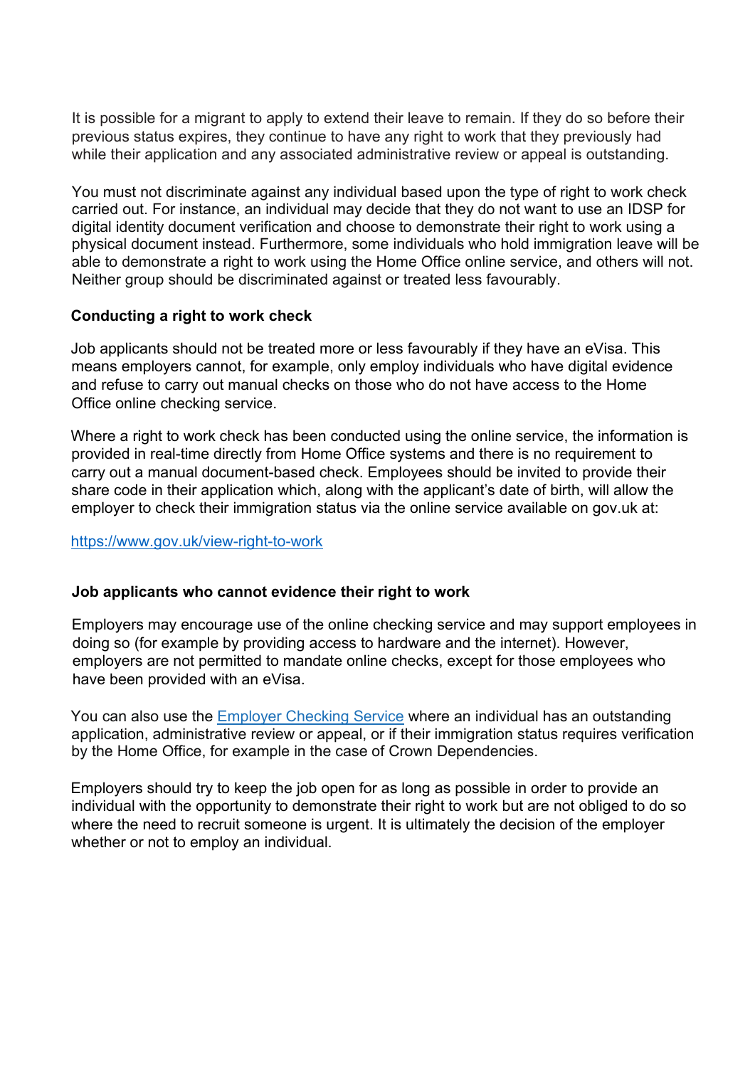It is possible for a migrant to apply to extend their leave to remain. If they do so before their previous status expires, they continue to have any right to work that they previously had while their application and any associated administrative review or appeal is outstanding.

You must not discriminate against any individual based upon the type of right to work check carried out. For instance, an individual may decide that they do not want to use an IDSP for digital identity document verification and choose to demonstrate their right to work using a physical document instead. Furthermore, some individuals who hold immigration leave will be able to demonstrate a right to work using the Home Office online service, and others will not. Neither group should be discriminated against or treated less favourably.

### Conducting a right to work check

Job applicants should not be treated more or less favourably if they have an eVisa. This means employers cannot, for example, only employ individuals who have digital evidence and refuse to carry out manual checks on those who do not have access to the Home Office online checking service.

Where a right to work check has been conducted using the online service, the information is provided in real-time directly from Home Office systems and there is no requirement to carry out a manual document-based check. Employees should be invited to provide their share code in their application which, along with the applicant's date of birth, will allow the employer to check their immigration status via the online service available on gov.uk at:

[https://www.gov.uk/view-right-to-work](https://www.gov.uk/view-right-to-work)

### Job applicants who cannot evidence their right to work

Employers may encourage use of the online checking service and may support employees in doing so (for example by providing access to hardware and the internet). However, employers are not permitted to mandate online checks, except for those employees who have been provided with an eVisa.

You can also use the [Employer Checking Service](#) where an individual has an outstanding application, administrative review or appeal, or if their immigration status requires verification by the Home Office, for example in the case of Crown Dependencies.

Employers should try to keep the job open for as long as possible in order to provide an individual with the opportunity to demonstrate their right to work but are not obliged to do so where the need to recruit someone is urgent. It is ultimately the decision of the employer whether or not to employ an individual.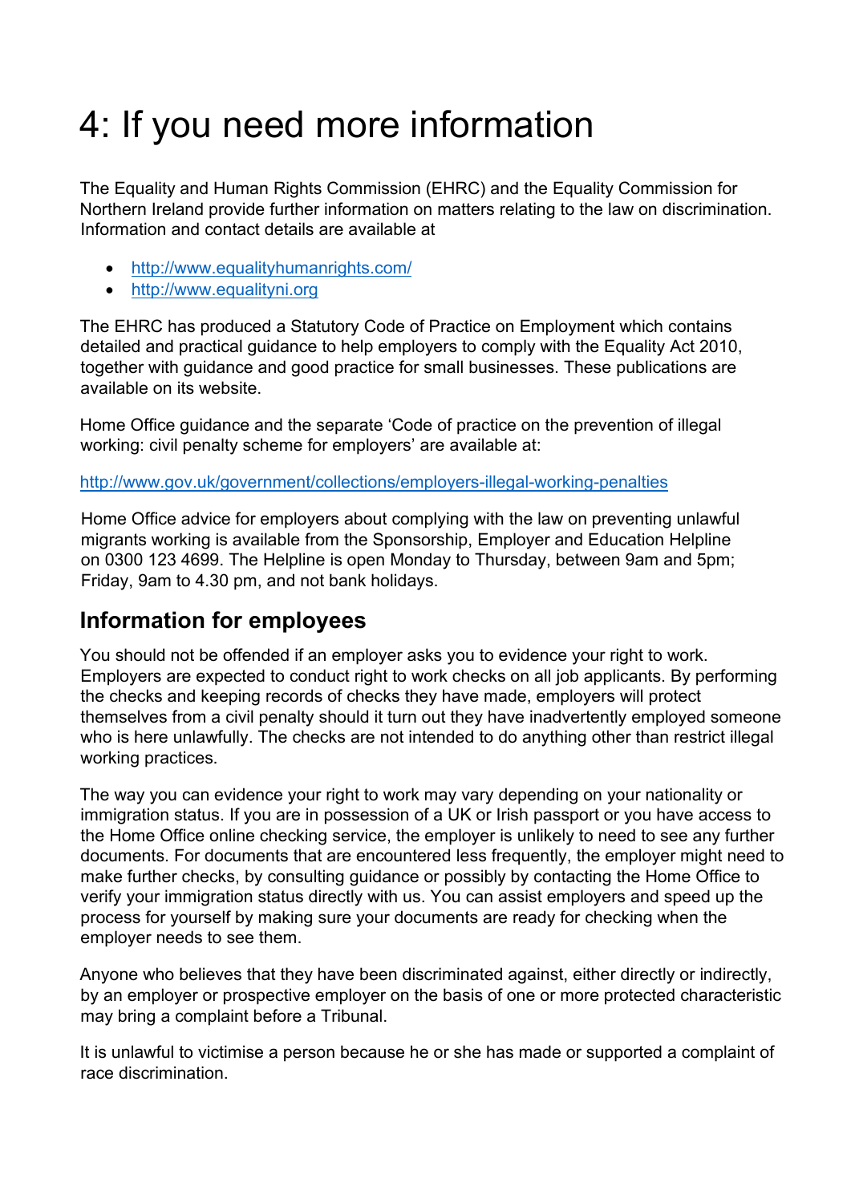# 4: If you need more information

The Equality and Human Rights Commission (EHRC) and the Equality Commission for Northern Ireland provide further information on matters relating to the law on discrimination. Information and contact details are available at

- http://www.equalityhumanrights.com/
- http://www.equalityni.org

The EHRC has produced a Statutory Code of Practice on Employment which contains detailed and practical guidance to help employers to comply with the Equality Act 2010, together with guidance and good practice for small businesses. These publications are available on its website.

Home Office guidance and the separate 'Code of practice on the prevention of illegal working: civil penalty scheme for employers' are available at:

http://www.gov.uk/government/collections/employers-illegal-working-penalties

Home Office advice for employers about complying with the law on preventing unlawful migrants working is available from the Sponsorship, Employer and Education Helpline on 0300 123 4699. The Helpline is open Monday to Thursday, between 9am and 5pm; Friday, 9am to 4.30 pm, and not bank holidays.

## Information for employees

You should not be offended if an employer asks you to evidence your right to work. Employers are expected to conduct right to work checks on all job applicants. By performing the checks and keeping records of checks they have made, employers will protect themselves from a civil penalty should it turn out they have inadvertently employed someone who is here unlawfully. The checks are not intended to do anything other than restrict illegal working practices.

The way you can evidence your right to work may vary depending on your nationality or immigration status. If you are in possession of a UK or Irish passport or you have access to the Home Office online checking service, the employer is unlikely to need to see any further documents. For documents that are encountered less frequently, the employer might need to make further checks, by consulting guidance or possibly by contacting the Home Office to verify your immigration status directly with us. You can assist employers and speed up the process for yourself by making sure your documents are ready for checking when the employer needs to see them.

Anyone who believes that they have been discriminated against, either directly or indirectly, by an employer or prospective employer on the basis of one or more protected characteristic may bring a complaint before a Tribunal.

It is unlawful to victimise a person because he or she has made or supported a complaint of race discrimination.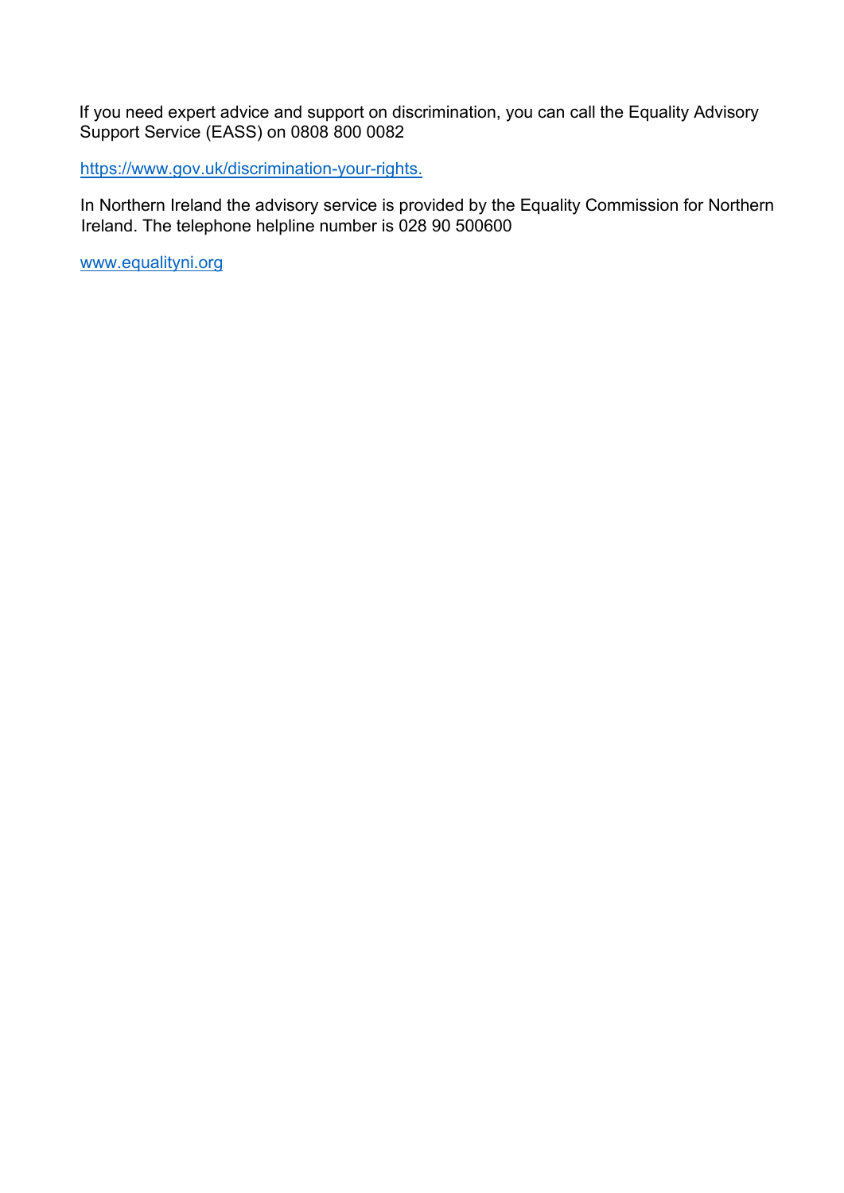If you need expert advice and support on discrimination, you can call the Equality Advisory Support Service (EASS) on 0808 800 0082

https://www.gov.uk/discrimination-your-rights.

In Northern Ireland the advisory service is provided by the Equality Commission for Northern Ireland. The telephone helpline number is 028 90 500600

www.equalityni.org